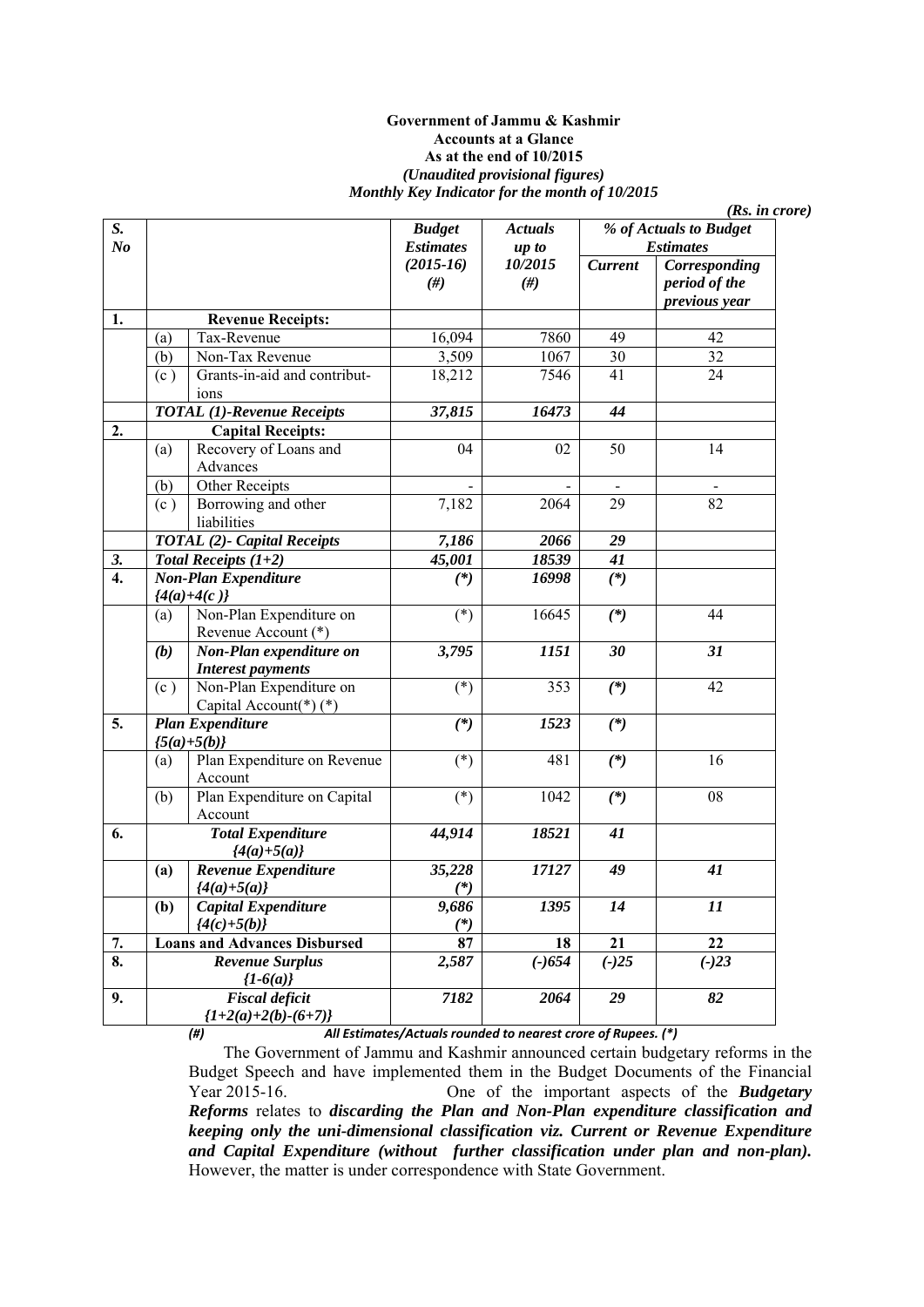**Government of Jammu & Kashmir**
**Accounts at a Glance**
**As at the end of 10/2015**
***(Unaudited provisional figures)***
***Monthly Key Indicator for the month of 10/2015***

***(Rs. in crore)***

| S. No | | | Budget Estimates (2015-16) (#) | Actuals up to 10/2015 (#) | % of Actuals to Budget Estimates | |
|---|---|---|---|---|---|---|
| | | | | | Current | Corresponding period of the previous year |
| **1.** | | **Revenue Receipts:** | | | | |
| | (a) | Tax-Revenue | 16,094 | 7860 | 49 | 42 |
| | (b) | Non-Tax Revenue | 3,509 | 1067 | 30 | 32 |
| | (c ) | Grants-in-aid and contributions | 18,212 | 7546 | 41 | 24 |
| | | ***TOTAL (1)-Revenue Receipts*** | ***37,815*** | ***16473*** | ***44*** | |
| **2.** | | **Capital Receipts:** | | | | |
| | (a) | Recovery of Loans and Advances | 04 | 02 | 50 | 14 |
| | (b) | Other Receipts | - | - | - | - |
| | (c ) | Borrowing and other liabilities | 7,182 | 2064 | 29 | 82 |
| | | ***TOTAL (2)- Capital Receipts*** | ***7,186*** | ***2066*** | ***29*** | |
| ***3.*** | | ***Total Receipts (1+2)*** | ***45,001*** | ***18539*** | ***41*** | |
| **4.** | | ***Non-Plan Expenditure {4(a)+4(c )}*** | ***(\*)*** | ***16998*** | ***(\*)*** | |
| | (a) | Non-Plan Expenditure on Revenue Account (*) | (*) | 16645 | ***(\*)*** | 44 |
| | ***(b)*** | ***Non-Plan expenditure on Interest payments*** | ***3,795*** | ***1151*** | ***30*** | ***31*** |
| | (c ) | Non-Plan Expenditure on Capital Account(*) (*) | (*) | 353 | ***(\*)*** | 42 |
| **5.** | | ***Plan Expenditure {5(a)+5(b)}*** | ***(\*)*** | ***1523*** | ***(\*)*** | |
| | (a) | Plan Expenditure on Revenue Account | (*) | 481 | ***(\*)*** | 16 |
| | (b) | Plan Expenditure on Capital Account | (*) | 1042 | ***(\*)*** | 08 |
| **6.** | | ***Total Expenditure {4(a)+5(a)}*** | ***44,914*** | ***18521*** | ***41*** | |
| | **(a)** | ***Revenue Expenditure {4(a)+5(a)}*** | ***35,228 (\*)*** | ***17127*** | ***49*** | ***41*** |
| | **(b)** | ***Capital Expenditure {4(c)+5(b)}*** | ***9,686 (\*)*** | ***1395*** | ***14*** | ***11*** |
| **7.** | | **Loans and Advances Disbursed** | **87** | **18** | **21** | **22** |
| **8.** | | ***Revenue Surplus {1-6(a)}*** | ***2,587*** | ***(-)654*** | ***(-)25*** | ***(-)23*** |
| **9.** | | ***Fiscal deficit {1+2(a)+2(b)-(6+7)}*** | ***7182*** | ***2064*** | ***29*** | ***82*** |

*(#) All Estimates/Actuals rounded to nearest crore of Rupees. (\*)*

The Government of Jammu and Kashmir announced certain budgetary reforms in the Budget Speech and have implemented them in the Budget Documents of the Financial Year 2015-16. One of the important aspects of the ***Budgetary Reforms*** relates to ***discarding the Plan and Non-Plan expenditure classification and keeping only the uni-dimensional classification viz. Current or Revenue Expenditure and Capital Expenditure (without further classification under plan and non-plan).*** However, the matter is under correspondence with State Government.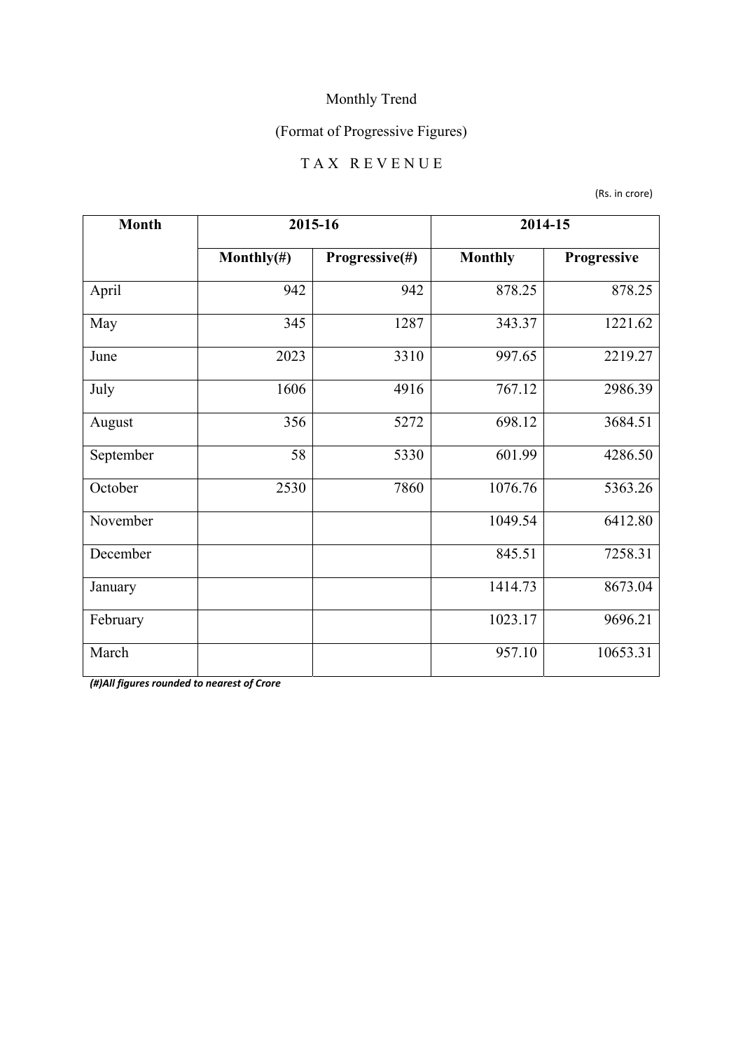Monthly Trend

(Format of Progressive Figures)

T A X   R E V E N U E

(Rs. in crore)

| Month | 2015-16 | | 2014-15 | |
|---|---|---|---|---|
| | Monthly(#) | Progressive(#) | Monthly | Progressive |
| April | 942 | 942 | 878.25 | 878.25 |
| May | 345 | 1287 | 343.37 | 1221.62 |
| June | 2023 | 3310 | 997.65 | 2219.27 |
| July | 1606 | 4916 | 767.12 | 2986.39 |
| August | 356 | 5272 | 698.12 | 3684.51 |
| September | 58 | 5330 | 601.99 | 4286.50 |
| October | 2530 | 7860 | 1076.76 | 5363.26 |
| November | | | 1049.54 | 6412.80 |
| December | | | 845.51 | 7258.31 |
| January | | | 1414.73 | 8673.04 |
| February | | | 1023.17 | 9696.21 |
| March | | | 957.10 | 10653.31 |

***(#)All figures rounded to nearest of Crore***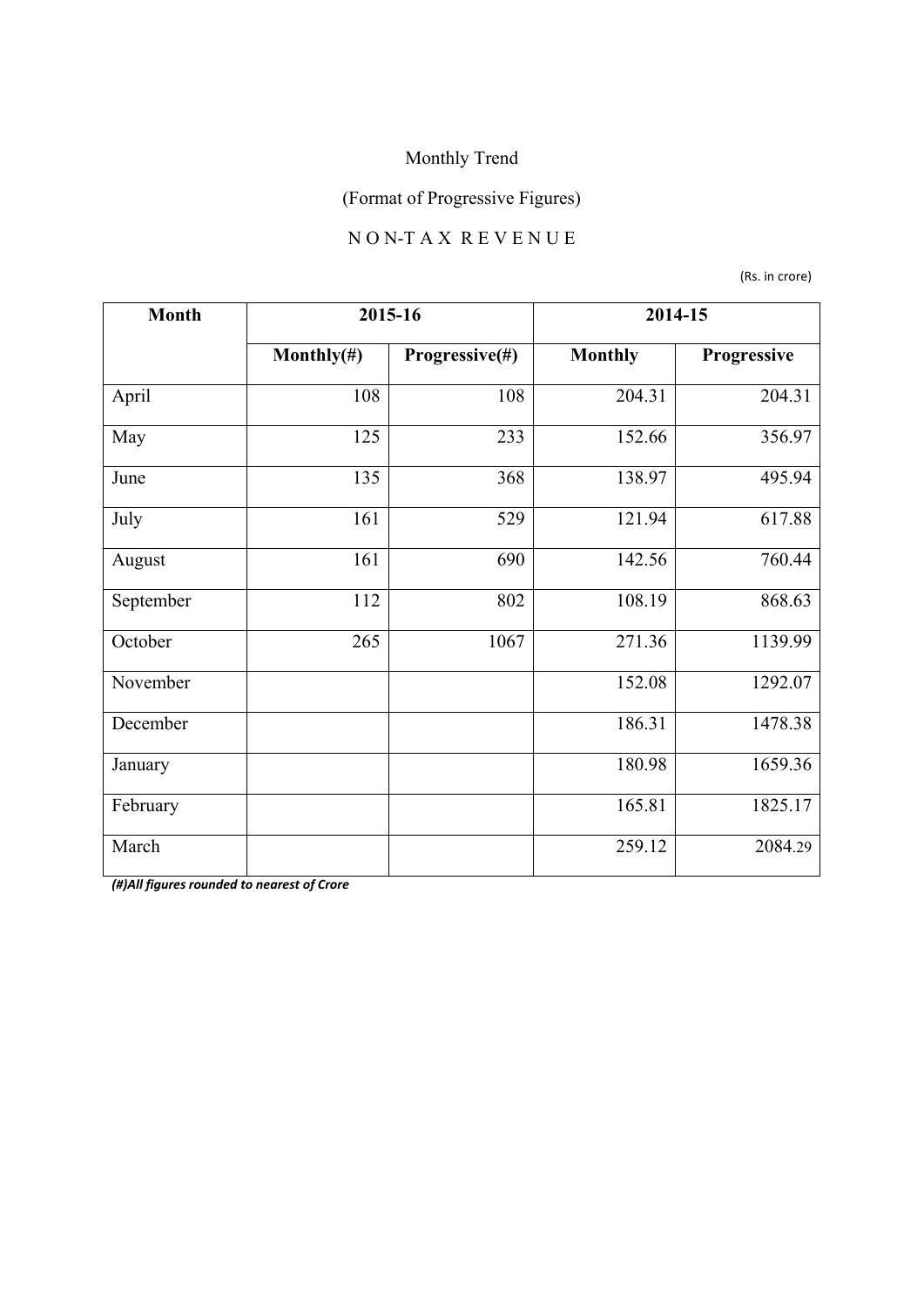Monthly Trend

(Format of Progressive Figures)

N O N-T A X R E V E N U E

(Rs. in crore)

| Month | 2015-16 | | 2014-15 | |
|---|---|---|---|---|
| | Monthly(#) | Progressive(#) | Monthly | Progressive |
| April | 108 | 108 | 204.31 | 204.31 |
| May | 125 | 233 | 152.66 | 356.97 |
| June | 135 | 368 | 138.97 | 495.94 |
| July | 161 | 529 | 121.94 | 617.88 |
| August | 161 | 690 | 142.56 | 760.44 |
| September | 112 | 802 | 108.19 | 868.63 |
| October | 265 | 1067 | 271.36 | 1139.99 |
| November | | | 152.08 | 1292.07 |
| December | | | 186.31 | 1478.38 |
| January | | | 180.98 | 1659.36 |
| February | | | 165.81 | 1825.17 |
| March | | | 259.12 | 2084.29 |

***(#)All figures rounded to nearest of Crore***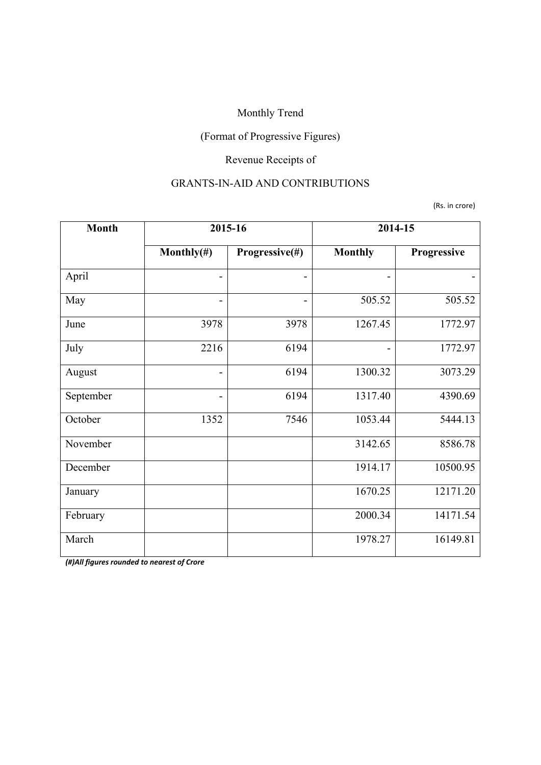Monthly Trend

(Format of Progressive Figures)

Revenue Receipts of

GRANTS-IN-AID AND CONTRIBUTIONS

(Rs. in crore)

| Month | 2015-16 | | 2014-15 | |
|---|---|---|---|---|
| | Monthly(#) | Progressive(#) | Monthly | Progressive |
| April | - | - | - | - |
| May | - | - | 505.52 | 505.52 |
| June | 3978 | 3978 | 1267.45 | 1772.97 |
| July | 2216 | 6194 | - | 1772.97 |
| August | - | 6194 | 1300.32 | 3073.29 |
| September | - | 6194 | 1317.40 | 4390.69 |
| October | 1352 | 7546 | 1053.44 | 5444.13 |
| November | | | 3142.65 | 8586.78 |
| December | | | 1914.17 | 10500.95 |
| January | | | 1670.25 | 12171.20 |
| February | | | 2000.34 | 14171.54 |
| March | | | 1978.27 | 16149.81 |

***(#)All figures rounded to nearest of Crore***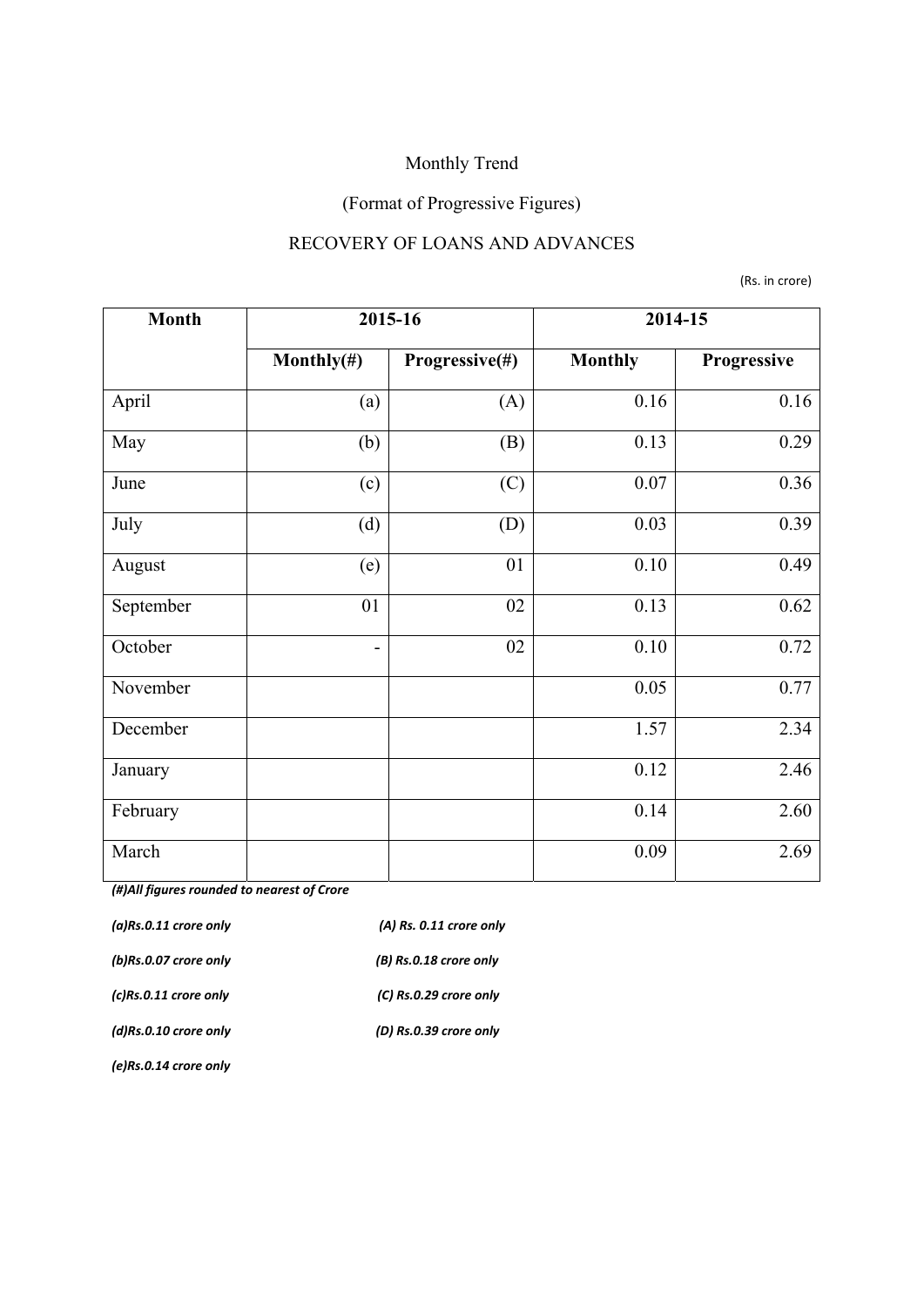Monthly Trend

(Format of Progressive Figures)

RECOVERY OF LOANS AND ADVANCES

(Rs. in crore)

| Month | 2015-16 | | 2014-15 | |
|---|---|---|---|---|
| | Monthly(#) | Progressive(#) | Monthly | Progressive |
| April | (a) | (A) | 0.16 | 0.16 |
| May | (b) | (B) | 0.13 | 0.29 |
| June | (c) | (C) | 0.07 | 0.36 |
| July | (d) | (D) | 0.03 | 0.39 |
| August | (e) | 01 | 0.10 | 0.49 |
| September | 01 | 02 | 0.13 | 0.62 |
| October | - | 02 | 0.10 | 0.72 |
| November | | | 0.05 | 0.77 |
| December | | | 1.57 | 2.34 |
| January | | | 0.12 | 2.46 |
| February | | | 0.14 | 2.60 |
| March | | | 0.09 | 2.69 |

***(#)All figures rounded to nearest of Crore***

***(a)Rs.0.11 crore only*** ***(A) Rs. 0.11 crore only***

***(b)Rs.0.07 crore only*** ***(B) Rs.0.18 crore only***

***(c)Rs.0.11 crore only*** ***(C) Rs.0.29 crore only***

***(d)Rs.0.10 crore only*** ***(D) Rs.0.39 crore only***

***(e)Rs.0.14 crore only***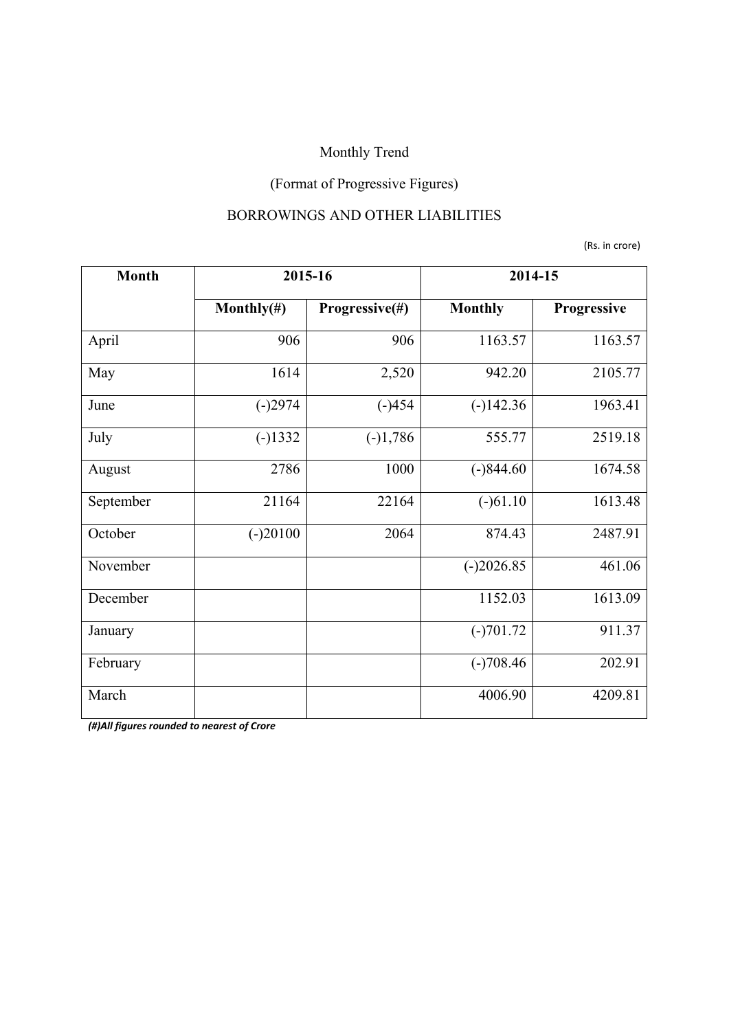Monthly Trend

(Format of Progressive Figures)

BORROWINGS AND OTHER LIABILITIES

(Rs. in crore)

| Month | 2015-16 | | 2014-15 | |
|---|---|---|---|---|
| | Monthly(#) | Progressive(#) | Monthly | Progressive |
| April | 906 | 906 | 1163.57 | 1163.57 |
| May | 1614 | 2,520 | 942.20 | 2105.77 |
| June | (-)2974 | (-)454 | (-)142.36 | 1963.41 |
| July | (-)1332 | (-)1,786 | 555.77 | 2519.18 |
| August | 2786 | 1000 | (-)844.60 | 1674.58 |
| September | 21164 | 22164 | (-)61.10 | 1613.48 |
| October | (-)20100 | 2064 | 874.43 | 2487.91 |
| November | | | (-)2026.85 | 461.06 |
| December | | | 1152.03 | 1613.09 |
| January | | | (-)701.72 | 911.37 |
| February | | | (-)708.46 | 202.91 |
| March | | | 4006.90 | 4209.81 |

***(#)All figures rounded to nearest of Crore***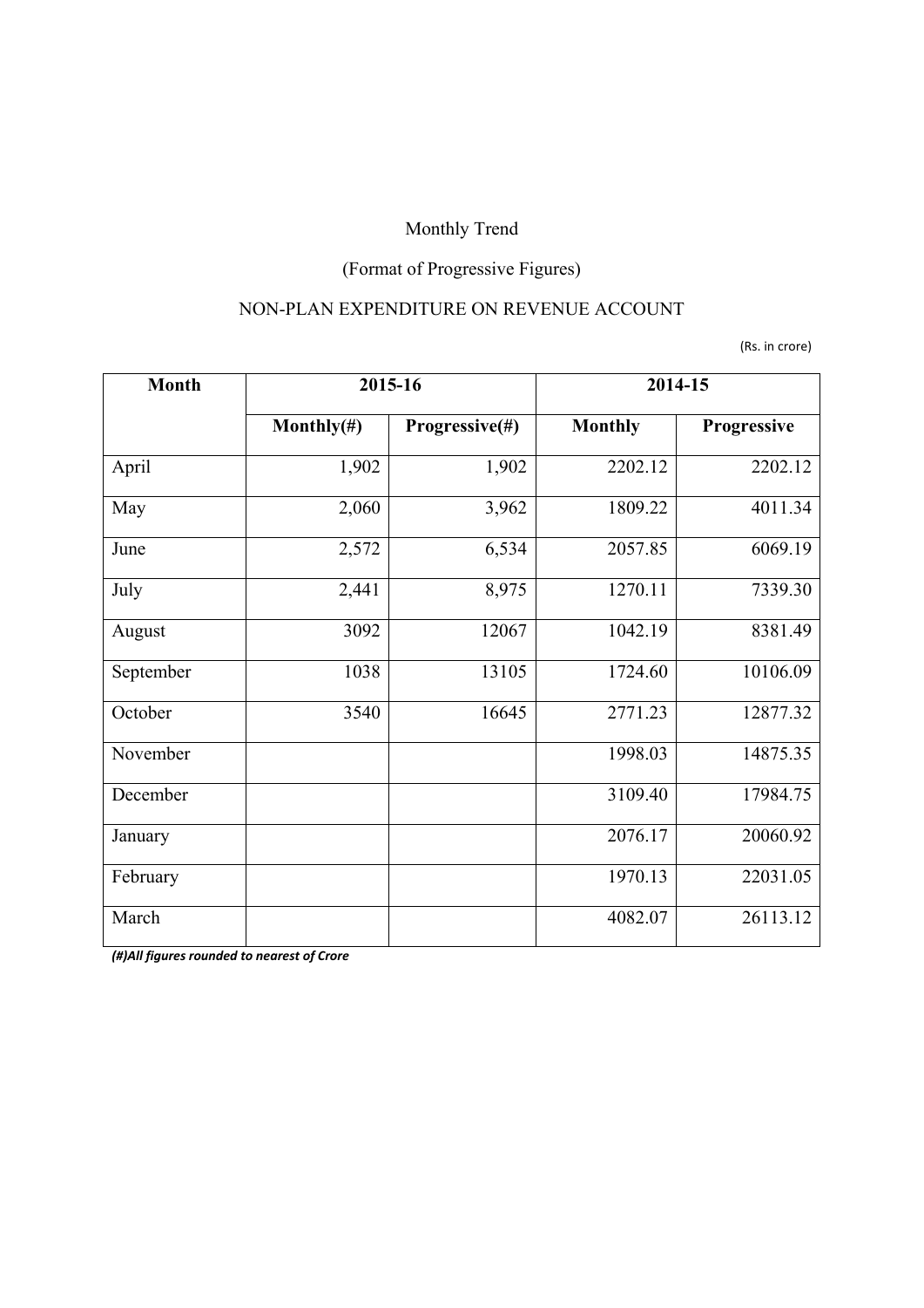Monthly Trend

(Format of Progressive Figures)

NON-PLAN EXPENDITURE ON REVENUE ACCOUNT

(Rs. in crore)

| Month | 2015-16 | | 2014-15 | |
|---|---|---|---|---|
| | Monthly(#) | Progressive(#) | Monthly | Progressive |
| April | 1,902 | 1,902 | 2202.12 | 2202.12 |
| May | 2,060 | 3,962 | 1809.22 | 4011.34 |
| June | 2,572 | 6,534 | 2057.85 | 6069.19 |
| July | 2,441 | 8,975 | 1270.11 | 7339.30 |
| August | 3092 | 12067 | 1042.19 | 8381.49 |
| September | 1038 | 13105 | 1724.60 | 10106.09 |
| October | 3540 | 16645 | 2771.23 | 12877.32 |
| November | | | 1998.03 | 14875.35 |
| December | | | 3109.40 | 17984.75 |
| January | | | 2076.17 | 20060.92 |
| February | | | 1970.13 | 22031.05 |
| March | | | 4082.07 | 26113.12 |

***(#)All figures rounded to nearest of Crore***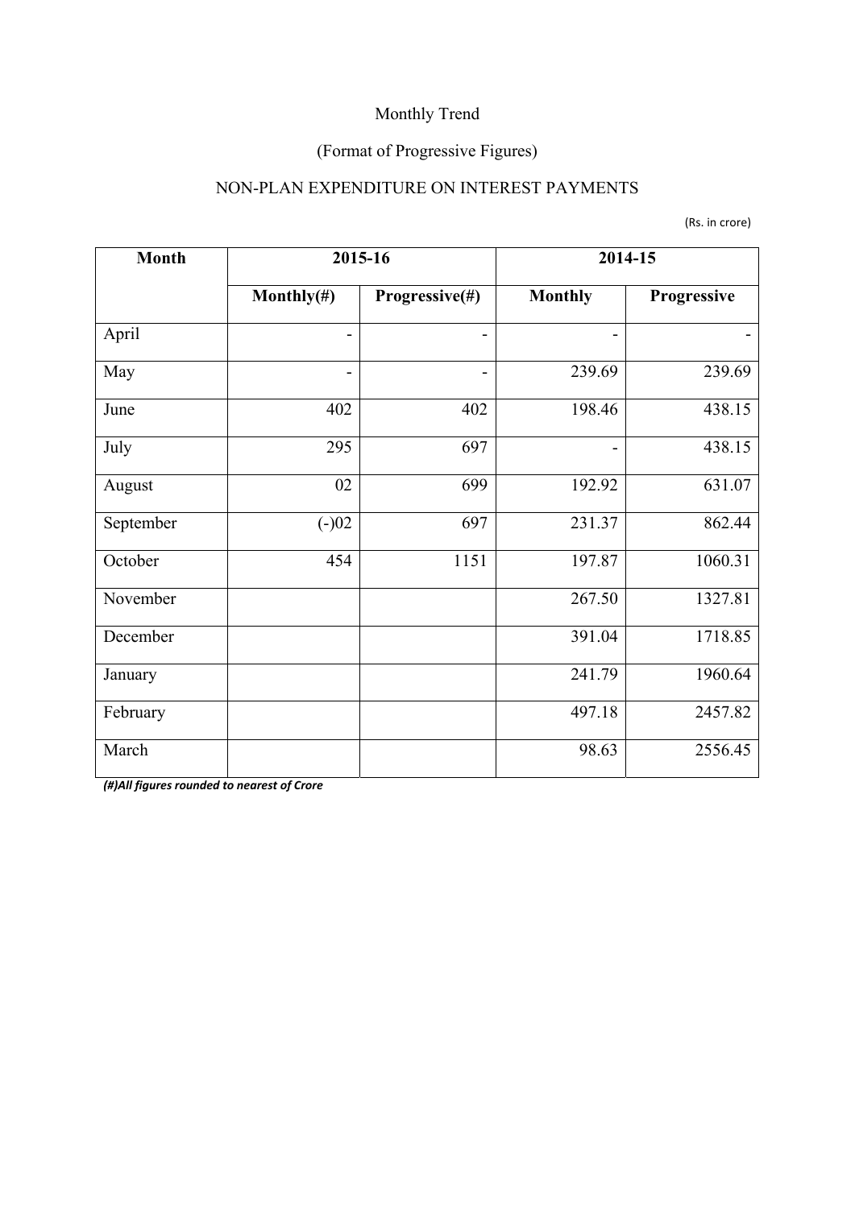Monthly Trend

(Format of Progressive Figures)

NON-PLAN EXPENDITURE ON INTEREST PAYMENTS

(Rs. in crore)

| Month | 2015-16 | | 2014-15 | |
|---|---|---|---|---|
| | Monthly(#) | Progressive(#) | Monthly | Progressive |
| April | - | - | - | - |
| May | - | - | 239.69 | 239.69 |
| June | 402 | 402 | 198.46 | 438.15 |
| July | 295 | 697 | - | 438.15 |
| August | 02 | 699 | 192.92 | 631.07 |
| September | (-)02 | 697 | 231.37 | 862.44 |
| October | 454 | 1151 | 197.87 | 1060.31 |
| November | | | 267.50 | 1327.81 |
| December | | | 391.04 | 1718.85 |
| January | | | 241.79 | 1960.64 |
| February | | | 497.18 | 2457.82 |
| March | | | 98.63 | 2556.45 |

*(#)All figures rounded to nearest of Crore*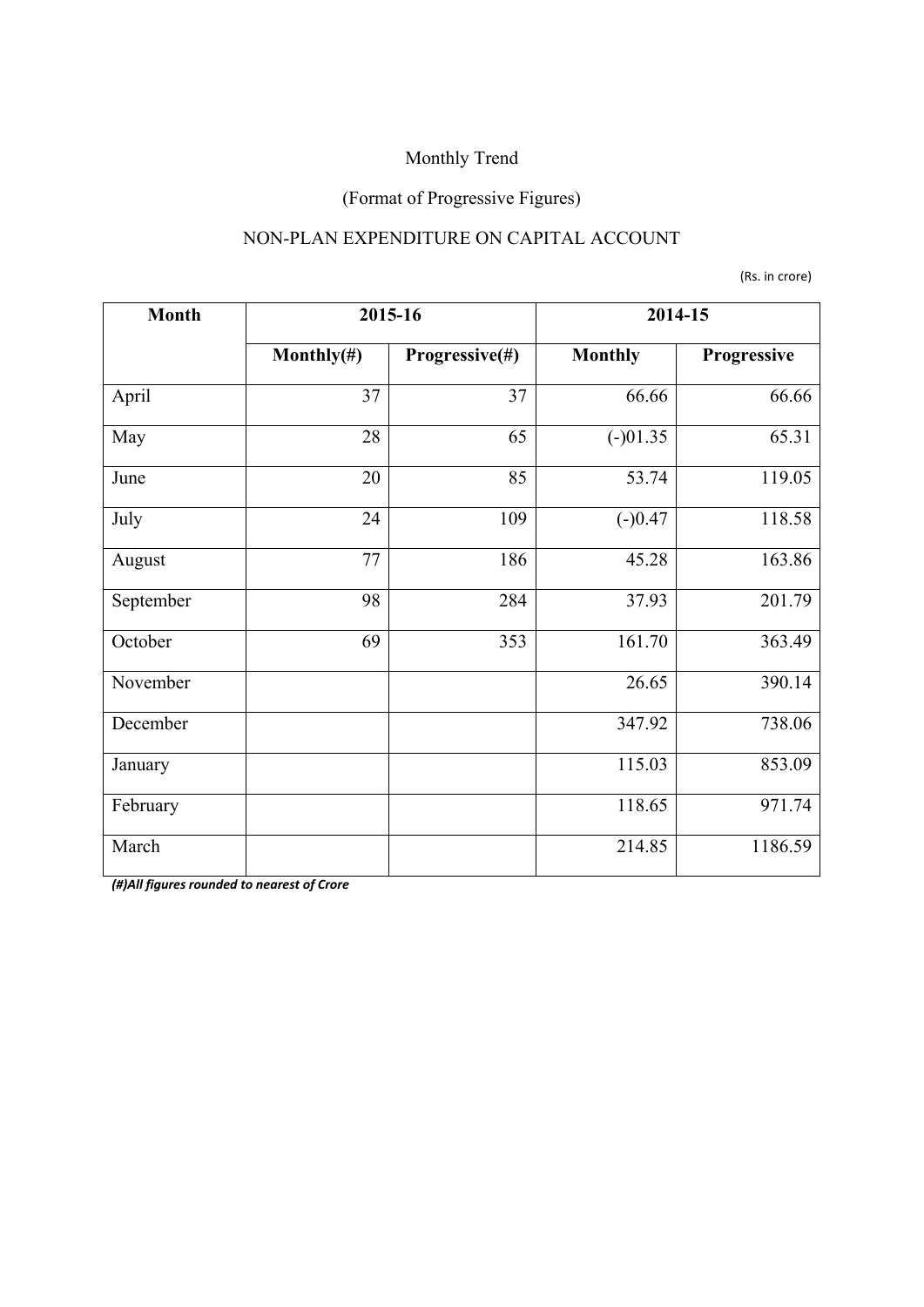Monthly Trend

(Format of Progressive Figures)

NON-PLAN EXPENDITURE ON CAPITAL ACCOUNT

(Rs. in crore)

| Month | 2015-16 | | 2014-15 | |
|---|---|---|---|---|
| | Monthly(#) | Progressive(#) | Monthly | Progressive |
| April | 37 | 37 | 66.66 | 66.66 |
| May | 28 | 65 | (-)01.35 | 65.31 |
| June | 20 | 85 | 53.74 | 119.05 |
| July | 24 | 109 | (-)0.47 | 118.58 |
| August | 77 | 186 | 45.28 | 163.86 |
| September | 98 | 284 | 37.93 | 201.79 |
| October | 69 | 353 | 161.70 | 363.49 |
| November | | | 26.65 | 390.14 |
| December | | | 347.92 | 738.06 |
| January | | | 115.03 | 853.09 |
| February | | | 118.65 | 971.74 |
| March | | | 214.85 | 1186.59 |

***(#)All figures rounded to nearest of Crore***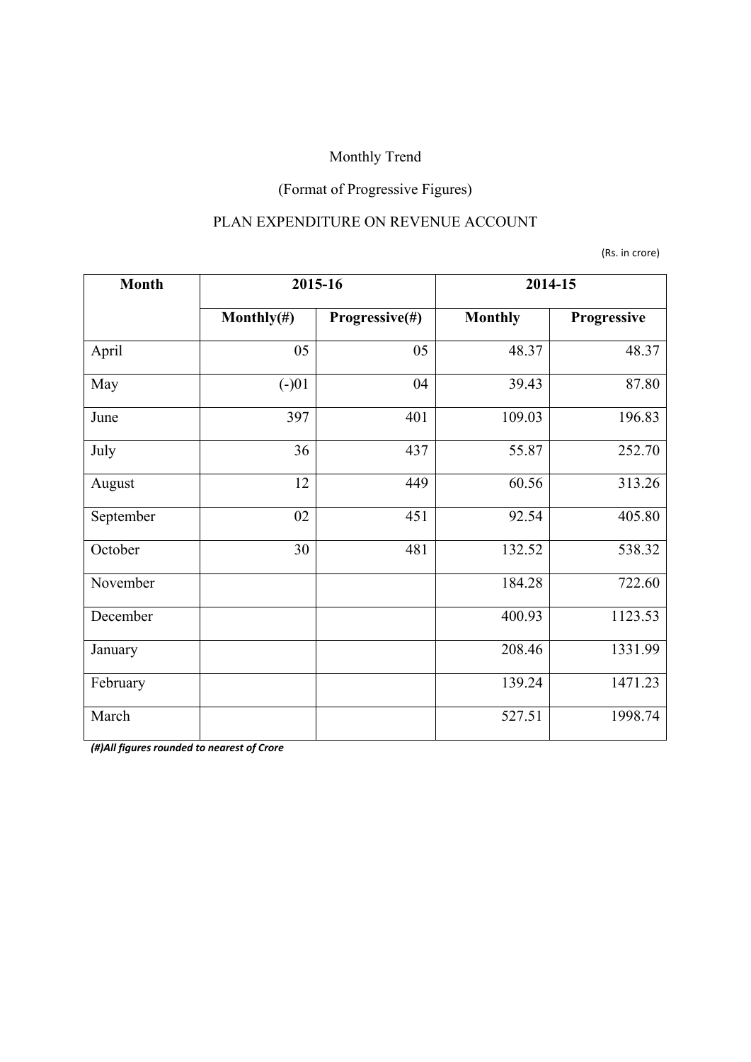Monthly Trend

(Format of Progressive Figures)

PLAN EXPENDITURE ON REVENUE ACCOUNT

(Rs. in crore)

| Month | 2015-16 | | 2014-15 | |
|---|---|---|---|---|
| | Monthly(#) | Progressive(#) | Monthly | Progressive |
| April | 05 | 05 | 48.37 | 48.37 |
| May | (-)01 | 04 | 39.43 | 87.80 |
| June | 397 | 401 | 109.03 | 196.83 |
| July | 36 | 437 | 55.87 | 252.70 |
| August | 12 | 449 | 60.56 | 313.26 |
| September | 02 | 451 | 92.54 | 405.80 |
| October | 30 | 481 | 132.52 | 538.32 |
| November | | | 184.28 | 722.60 |
| December | | | 400.93 | 1123.53 |
| January | | | 208.46 | 1331.99 |
| February | | | 139.24 | 1471.23 |
| March | | | 527.51 | 1998.74 |

***(#)All figures rounded to nearest of Crore***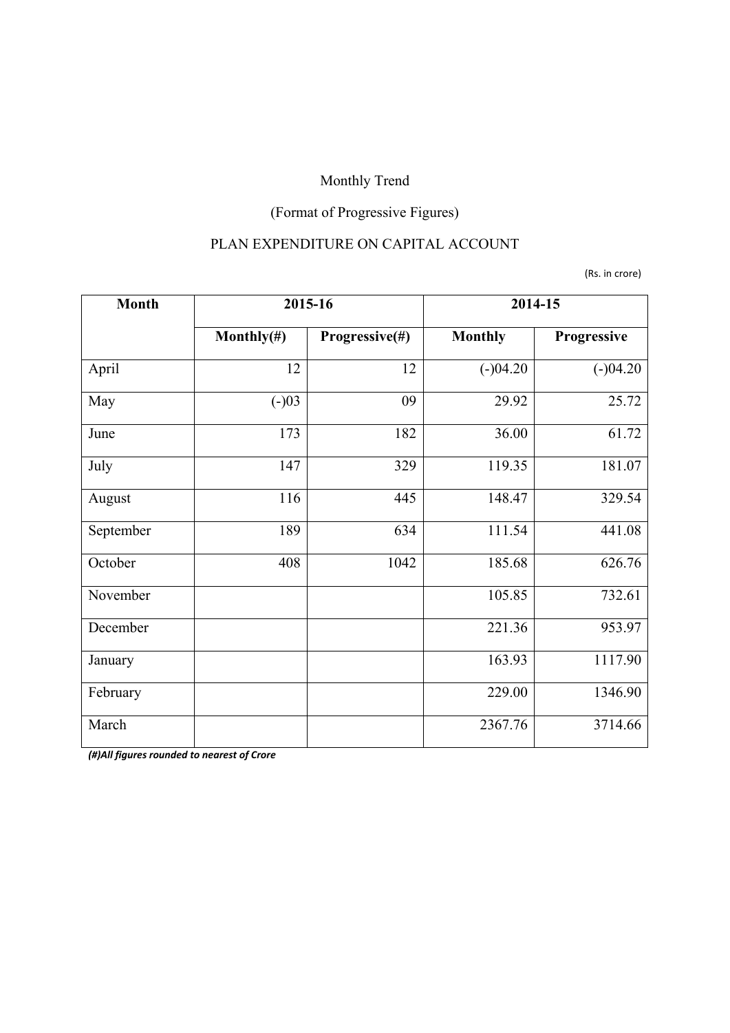Monthly Trend

(Format of Progressive Figures)

PLAN EXPENDITURE ON CAPITAL ACCOUNT

(Rs. in crore)

| Month | 2015-16 | | 2014-15 | |
|---|---|---|---|---|
| | Monthly(#) | Progressive(#) | Monthly | Progressive |
| April | 12 | 12 | (-)04.20 | (-)04.20 |
| May | (-)03 | 09 | 29.92 | 25.72 |
| June | 173 | 182 | 36.00 | 61.72 |
| July | 147 | 329 | 119.35 | 181.07 |
| August | 116 | 445 | 148.47 | 329.54 |
| September | 189 | 634 | 111.54 | 441.08 |
| October | 408 | 1042 | 185.68 | 626.76 |
| November | | | 105.85 | 732.61 |
| December | | | 221.36 | 953.97 |
| January | | | 163.93 | 1117.90 |
| February | | | 229.00 | 1346.90 |
| March | | | 2367.76 | 3714.66 |

***(#)All figures rounded to nearest of Crore***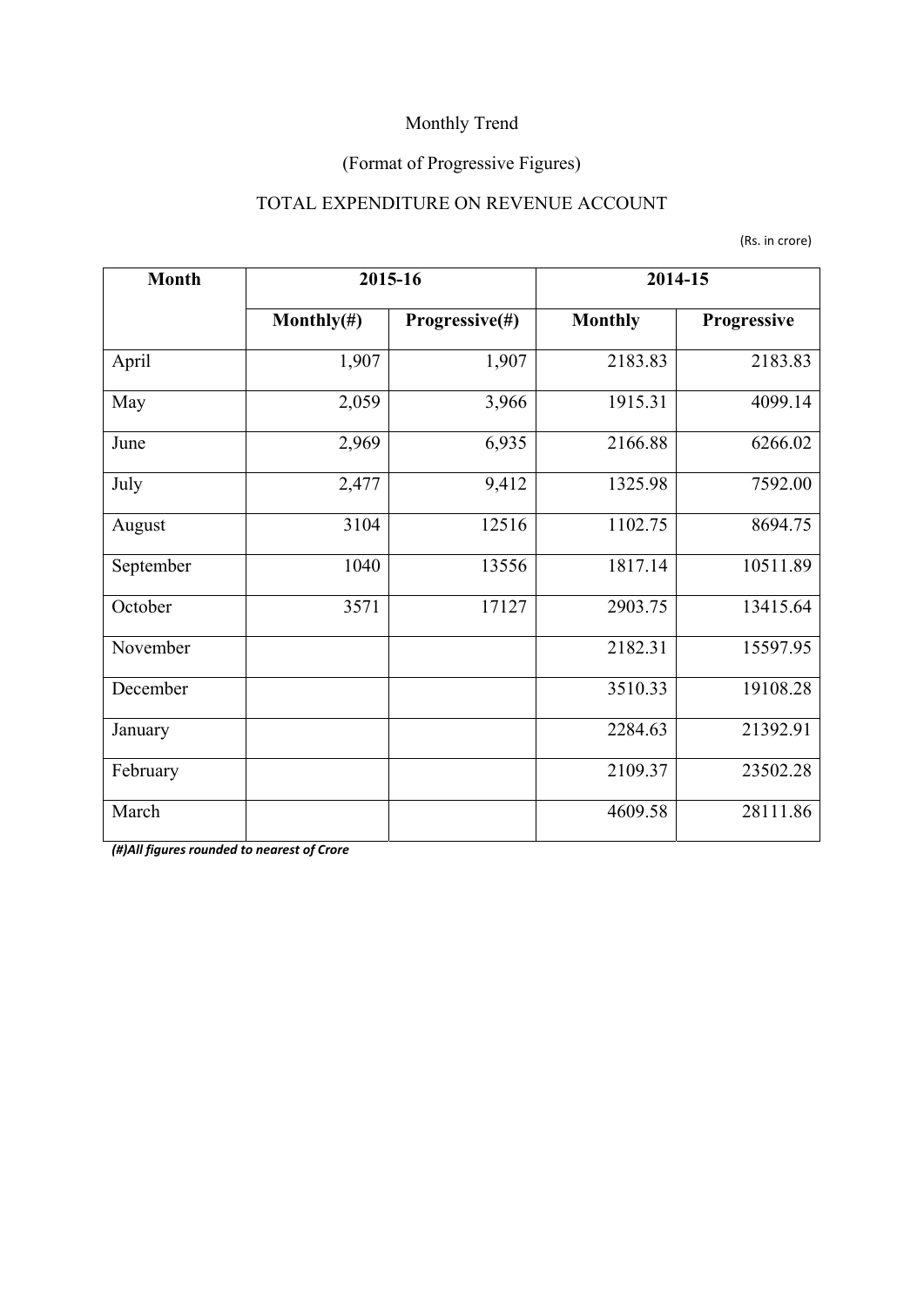Monthly Trend

(Format of Progressive Figures)

TOTAL EXPENDITURE ON REVENUE ACCOUNT

(Rs. in crore)

| Month | 2015-16 | | 2014-15 | |
|---|---|---|---|---|
| | Monthly(#) | Progressive(#) | Monthly | Progressive |
| April | 1,907 | 1,907 | 2183.83 | 2183.83 |
| May | 2,059 | 3,966 | 1915.31 | 4099.14 |
| June | 2,969 | 6,935 | 2166.88 | 6266.02 |
| July | 2,477 | 9,412 | 1325.98 | 7592.00 |
| August | 3104 | 12516 | 1102.75 | 8694.75 |
| September | 1040 | 13556 | 1817.14 | 10511.89 |
| October | 3571 | 17127 | 2903.75 | 13415.64 |
| November | | | 2182.31 | 15597.95 |
| December | | | 3510.33 | 19108.28 |
| January | | | 2284.63 | 21392.91 |
| February | | | 2109.37 | 23502.28 |
| March | | | 4609.58 | 28111.86 |

***(#)All figures rounded to nearest of Crore***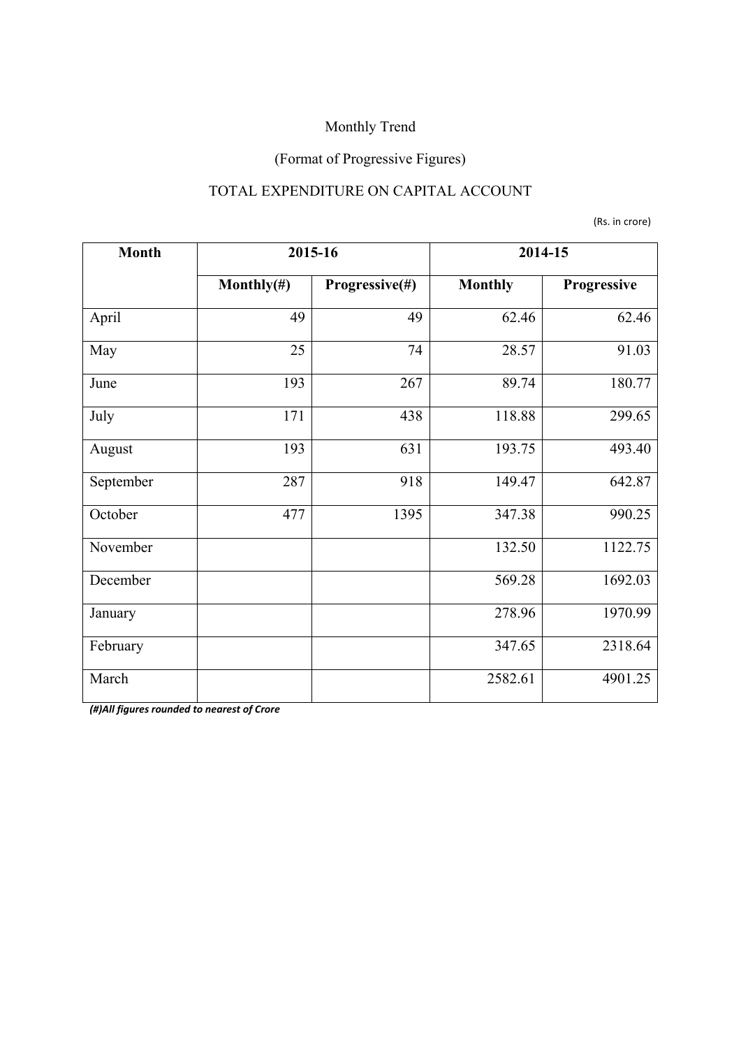Monthly Trend

(Format of Progressive Figures)

TOTAL EXPENDITURE ON CAPITAL ACCOUNT

(Rs. in crore)

| Month | 2015-16 | | 2014-15 | |
|---|---|---|---|---|
| | Monthly(#) | Progressive(#) | Monthly | Progressive |
| April | 49 | 49 | 62.46 | 62.46 |
| May | 25 | 74 | 28.57 | 91.03 |
| June | 193 | 267 | 89.74 | 180.77 |
| July | 171 | 438 | 118.88 | 299.65 |
| August | 193 | 631 | 193.75 | 493.40 |
| September | 287 | 918 | 149.47 | 642.87 |
| October | 477 | 1395 | 347.38 | 990.25 |
| November | | | 132.50 | 1122.75 |
| December | | | 569.28 | 1692.03 |
| January | | | 278.96 | 1970.99 |
| February | | | 347.65 | 2318.64 |
| March | | | 2582.61 | 4901.25 |

***(#)All figures rounded to nearest of Crore***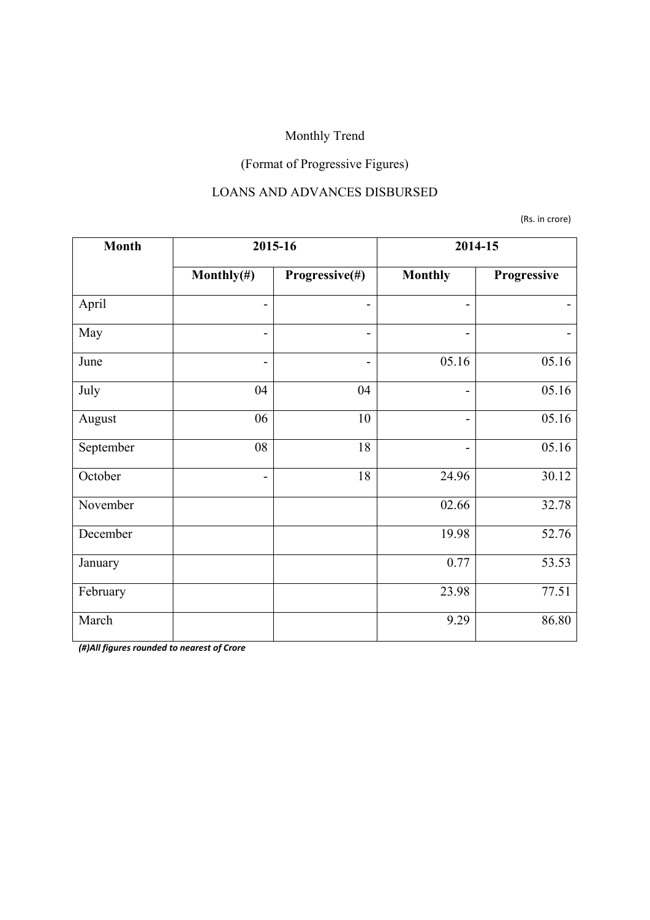Monthly Trend

(Format of Progressive Figures)

LOANS AND ADVANCES DISBURSED

(Rs. in crore)

| Month | 2015-16 | | 2014-15 | |
|---|---|---|---|---|
| | Monthly(#) | Progressive(#) | Monthly | Progressive |
| April | - | - | - | - |
| May | - | - | - | - |
| June | - | - | 05.16 | 05.16 |
| July | 04 | 04 | - | 05.16 |
| August | 06 | 10 | - | 05.16 |
| September | 08 | 18 | - | 05.16 |
| October | - | 18 | 24.96 | 30.12 |
| November | | | 02.66 | 32.78 |
| December | | | 19.98 | 52.76 |
| January | | | 0.77 | 53.53 |
| February | | | 23.98 | 77.51 |
| March | | | 9.29 | 86.80 |

***(#)All figures rounded to nearest of Crore***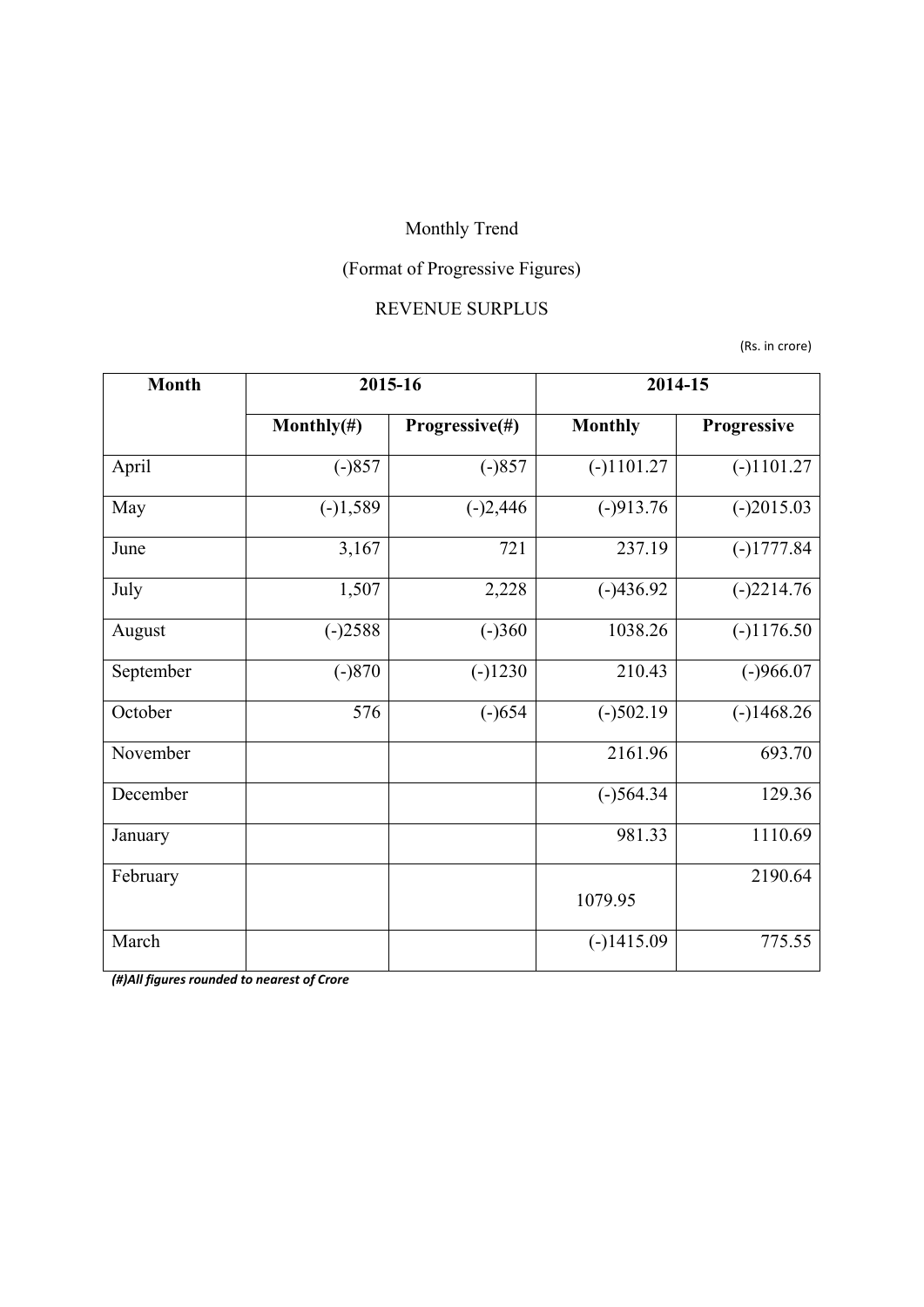Monthly Trend

(Format of Progressive Figures)

REVENUE SURPLUS

(Rs. in crore)

| Month | 2015-16 | | 2014-15 | |
|---|---|---|---|---|
| | Monthly(#) | Progressive(#) | Monthly | Progressive |
| April | (-)857 | (-)857 | (-)1101.27 | (-)1101.27 |
| May | (-)1,589 | (-)2,446 | (-)913.76 | (-)2015.03 |
| June | 3,167 | 721 | 237.19 | (-)1777.84 |
| July | 1,507 | 2,228 | (-)436.92 | (-)2214.76 |
| August | (-)2588 | (-)360 | 1038.26 | (-)1176.50 |
| September | (-)870 | (-)1230 | 210.43 | (-)966.07 |
| October | 576 | (-)654 | (-)502.19 | (-)1468.26 |
| November | | | 2161.96 | 693.70 |
| December | | | (-)564.34 | 129.36 |
| January | | | 981.33 | 1110.69 |
| February | | | 1079.95 | 2190.64 |
| March | | | (-)1415.09 | 775.55 |

***(#)All figures rounded to nearest of Crore***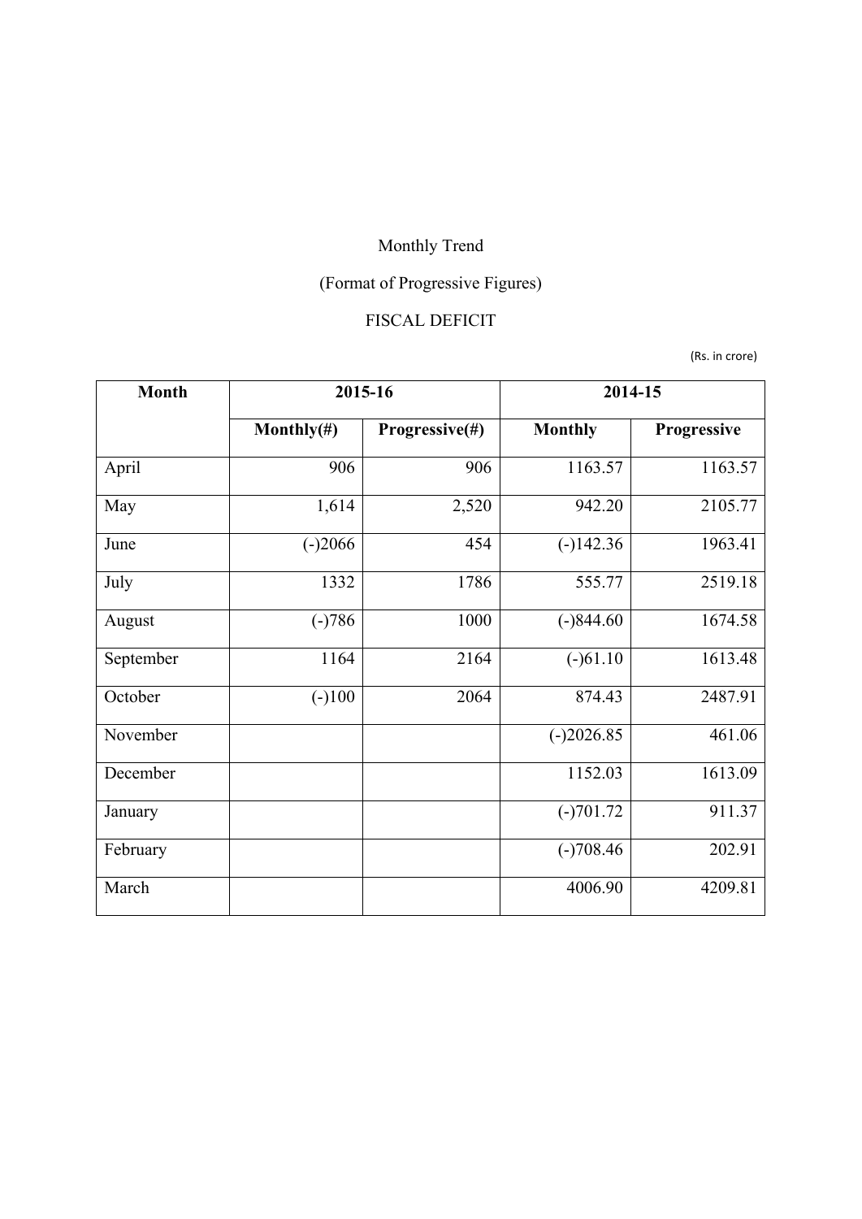Monthly Trend

(Format of Progressive Figures)

FISCAL DEFICIT

(Rs. in crore)

| Month | 2015-16 | | 2014-15 | |
|---|---|---|---|---|
| | Monthly(#) | Progressive(#) | Monthly | Progressive |
| April | 906 | 906 | 1163.57 | 1163.57 |
| May | 1,614 | 2,520 | 942.20 | 2105.77 |
| June | (-)2066 | 454 | (-)142.36 | 1963.41 |
| July | 1332 | 1786 | 555.77 | 2519.18 |
| August | (-)786 | 1000 | (-)844.60 | 1674.58 |
| September | 1164 | 2164 | (-)61.10 | 1613.48 |
| October | (-)100 | 2064 | 874.43 | 2487.91 |
| November | | | (-)2026.85 | 461.06 |
| December | | | 1152.03 | 1613.09 |
| January | | | (-)701.72 | 911.37 |
| February | | | (-)708.46 | 202.91 |
| March | | | 4006.90 | 4209.81 |